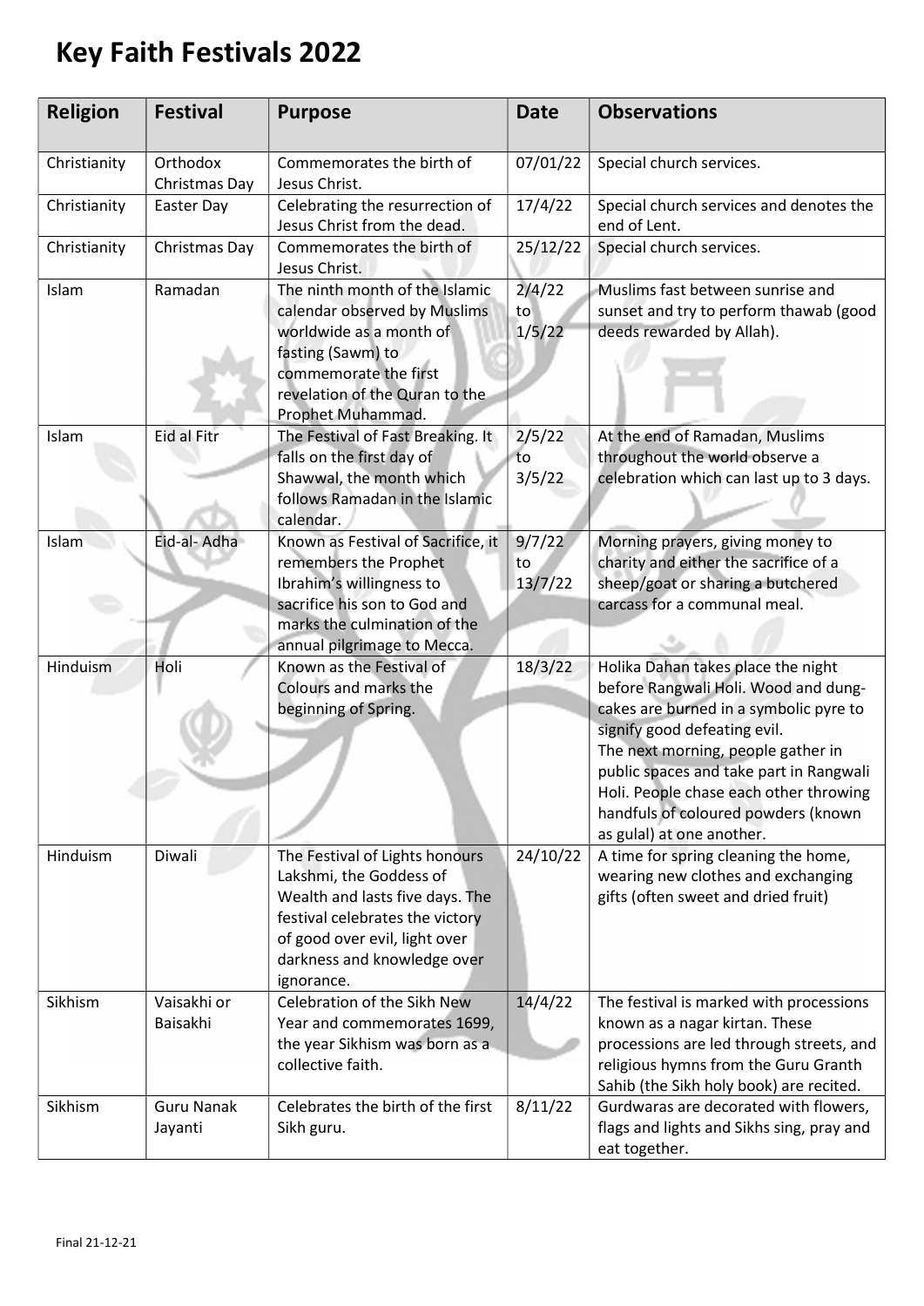# Key Faith Festivals 2022

| Religion | Festival | Purpose | Date | Observations |
|---|---|---|---|---|
| Christianity | Orthodox Christmas Day | Commemorates the birth of Jesus Christ. | 07/01/22 | Special church services. |
| Christianity | Easter Day | Celebrating the resurrection of Jesus Christ from the dead. | 17/4/22 | Special church services and denotes the end of Lent. |
| Christianity | Christmas Day | Commemorates the birth of Jesus Christ. | 25/12/22 | Special church services. |
| Islam | Ramadan | The ninth month of the Islamic calendar observed by Muslims worldwide as a month of fasting (Sawm) to commemorate the first revelation of the Quran to the Prophet Muhammad. | 2/4/22 to 1/5/22 | Muslims fast between sunrise and sunset and try to perform thawab (good deeds rewarded by Allah). |
| Islam | Eid al Fitr | The Festival of Fast Breaking. It falls on the first day of Shawwal, the month which follows Ramadan in the Islamic calendar. | 2/5/22 to 3/5/22 | At the end of Ramadan, Muslims throughout the world observe a celebration which can last up to 3 days. |
| Islam | Eid-al- Adha | Known as Festival of Sacrifice, it remembers the Prophet Ibrahim's willingness to sacrifice his son to God and marks the culmination of the annual pilgrimage to Mecca. | 9/7/22 to 13/7/22 | Morning prayers, giving money to charity and either the sacrifice of a sheep/goat or sharing a butchered carcass for a communal meal. |
| Hinduism | Holi | Known as the Festival of Colours and marks the beginning of Spring. | 18/3/22 | Holika Dahan takes place the night before Rangwali Holi. Wood and dung-cakes are burned in a symbolic pyre to signify good defeating evil. The next morning, people gather in public spaces and take part in Rangwali Holi. People chase each other throwing handfuls of coloured powders (known as gulal) at one another. |
| Hinduism | Diwali | The Festival of Lights honours Lakshmi, the Goddess of Wealth and lasts five days. The festival celebrates the victory of good over evil, light over darkness and knowledge over ignorance. | 24/10/22 | A time for spring cleaning the home, wearing new clothes and exchanging gifts (often sweet and dried fruit) |
| Sikhism | Vaisakhi or Baisakhi | Celebration of the Sikh New Year and commemorates 1699, the year Sikhism was born as a collective faith. | 14/4/22 | The festival is marked with processions known as a nagar kirtan. These processions are led through streets, and religious hymns from the Guru Granth Sahib (the Sikh holy book) are recited. |
| Sikhism | Guru Nanak Jayanti | Celebrates the birth of the first Sikh guru. | 8/11/22 | Gurdwaras are decorated with flowers, flags and lights and Sikhs sing, pray and eat together. |

Final 21-12-21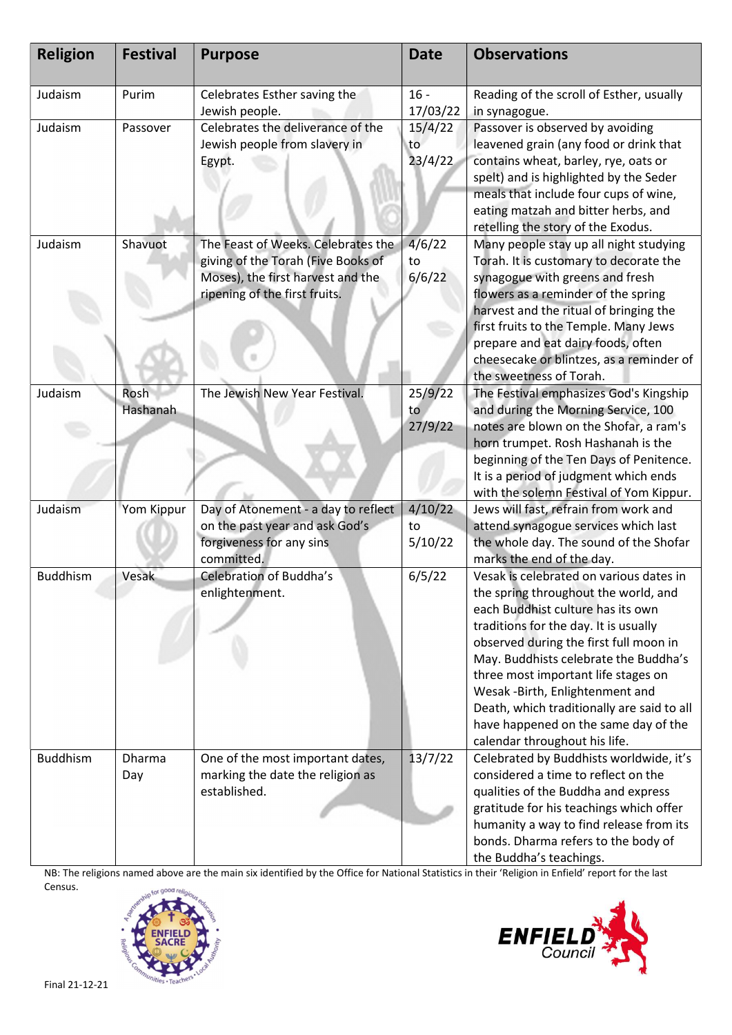| Religion | Festival | Purpose | Date | Observations |
|---|---|---|---|---|
| Judaism | Purim | Celebrates Esther saving the Jewish people. | 16 - 17/03/22 | Reading of the scroll of Esther, usually in synagogue. |
| Judaism | Passover | Celebrates the deliverance of the Jewish people from slavery in Egypt. | 15/4/22 to 23/4/22 | Passover is observed by avoiding leavened grain (any food or drink that contains wheat, barley, rye, oats or spelt) and is highlighted by the Seder meals that include four cups of wine, eating matzah and bitter herbs, and retelling the story of the Exodus. |
| Judaism | Shavuot | The Feast of Weeks. Celebrates the giving of the Torah (Five Books of Moses), the first harvest and the ripening of the first fruits. | 4/6/22 to 6/6/22 | Many people stay up all night studying Torah. It is customary to decorate the synagogue with greens and fresh flowers as a reminder of the spring harvest and the ritual of bringing the first fruits to the Temple. Many Jews prepare and eat dairy foods, often cheesecake or blintzes, as a reminder of the sweetness of Torah. |
| Judaism | Rosh Hashanah | The Jewish New Year Festival. | 25/9/22 to 27/9/22 | The Festival emphasizes God's Kingship and during the Morning Service, 100 notes are blown on the Shofar, a ram's horn trumpet. Rosh Hashanah is the beginning of the Ten Days of Penitence. It is a period of judgment which ends with the solemn Festival of Yom Kippur. |
| Judaism | Yom Kippur | Day of Atonement - a day to reflect on the past year and ask God's forgiveness for any sins committed. | 4/10/22 to 5/10/22 | Jews will fast, refrain from work and attend synagogue services which last the whole day. The sound of the Shofar marks the end of the day. |
| Buddhism | Vesak | Celebration of Buddha's enlightenment. | 6/5/22 | Vesak is celebrated on various dates in the spring throughout the world, and each Buddhist culture has its own traditions for the day. It is usually observed during the first full moon in May. Buddhists celebrate the Buddha's three most important life stages on Wesak -Birth, Enlightenment and Death, which traditionally are said to all have happened on the same day of the calendar throughout his life. |
| Buddhism | Dharma Day | One of the most important dates, marking the date the religion as established. | 13/7/22 | Celebrated by Buddhists worldwide, it's considered a time to reflect on the qualities of the Buddha and express gratitude for his teachings which offer humanity a way to find release from its bonds. Dharma refers to the body of the Buddha's teachings. |

NB: The religions named above are the main six identified by the Office for National Statistics in their 'Religion in Enfield' report for the last Census.

Final 21-12-21